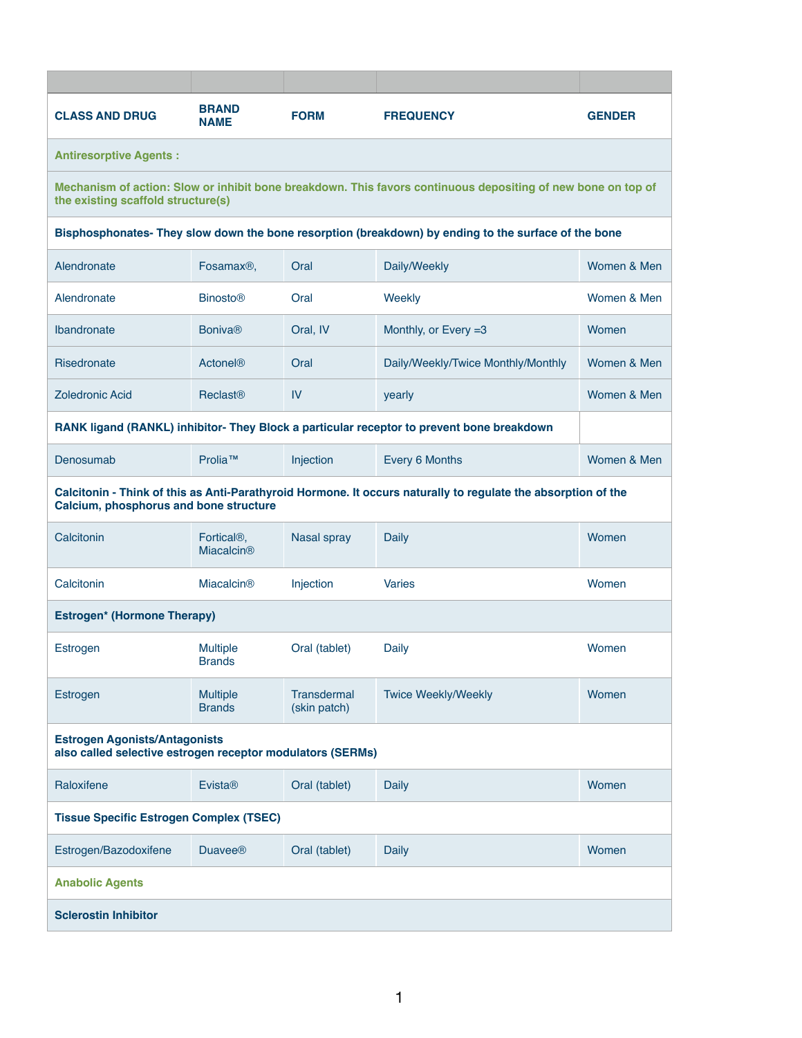| CLASS AND DRUG | BRAND NAME | FORM | FREQUENCY | GENDER |
|---|---|---|---|---|
| **Antiresorptive Agents :** | | | | |
| **Mechanism of action: Slow or inhibit bone breakdown. This favors continuous depositing of new bone on top of the existing scaffold structure(s)** | | | | |
| **Bisphosphonates- They slow down the bone resorption (breakdown) by ending to the surface of the bone** | | | | |
| Alendronate | Fosamax®, | Oral | Daily/Weekly | Women & Men |
| Alendronate | Binosto® | Oral | Weekly | Women & Men |
| Ibandronate | Boniva® | Oral, IV | Monthly, or Every =3 | Women |
| Risedronate | Actonel® | Oral | Daily/Weekly/Twice Monthly/Monthly | Women & Men |
| Zoledronic Acid | Reclast® | IV | yearly | Women & Men |
| **RANK ligand (RANKL) inhibitor- They Block a particular receptor to prevent bone breakdown** | | | | |
| Denosumab | Prolia™ | Injection | Every 6 Months | Women & Men |
| **Calcitonin - Think of this as Anti-Parathyroid Hormone. It occurs naturally to regulate the absorption of the Calcium, phosphorus and bone structure** | | | | |
| Calcitonin | Fortical®, Miacalcin® | Nasal spray | Daily | Women |
| Calcitonin | Miacalcin® | Injection | Varies | Women |
| **Estrogen* (Hormone Therapy)** | | | | |
| Estrogen | Multiple Brands | Oral (tablet) | Daily | Women |
| Estrogen | Multiple Brands | Transdermal (skin patch) | Twice Weekly/Weekly | Women |
| **Estrogen Agonists/Antagonists also called selective estrogen receptor modulators (SERMs)** | | | | |
| Raloxifene | Evista® | Oral (tablet) | Daily | Women |
| **Tissue Specific Estrogen Complex (TSEC)** | | | | |
| Estrogen/Bazodoxifene | Duavee® | Oral (tablet) | Daily | Women |
| **Anabolic Agents** | | | | |
| **Sclerostin Inhibitor** | | | | |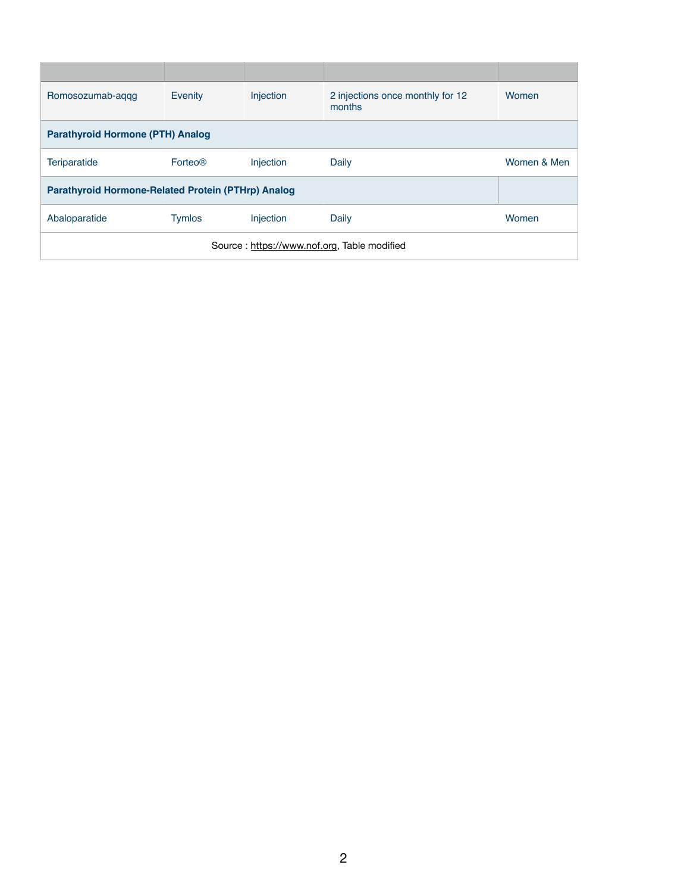| | | | | |
|---|---|---|---|---|
| Romosozumab-aqqg | Evenity | Injection | 2 injections once monthly for 12 months | Women |
| **Parathyroid Hormone (PTH) Analog** | | | | |
| Teriparatide | Forteo® | Injection | Daily | Women & Men |
| **Parathyroid Hormone-Related Protein (PTHrp) Analog** | | | | |
| Abaloparatide | Tymlos | Injection | Daily | Women |
| Source : https://www.nof.org, Table modified | | | | |